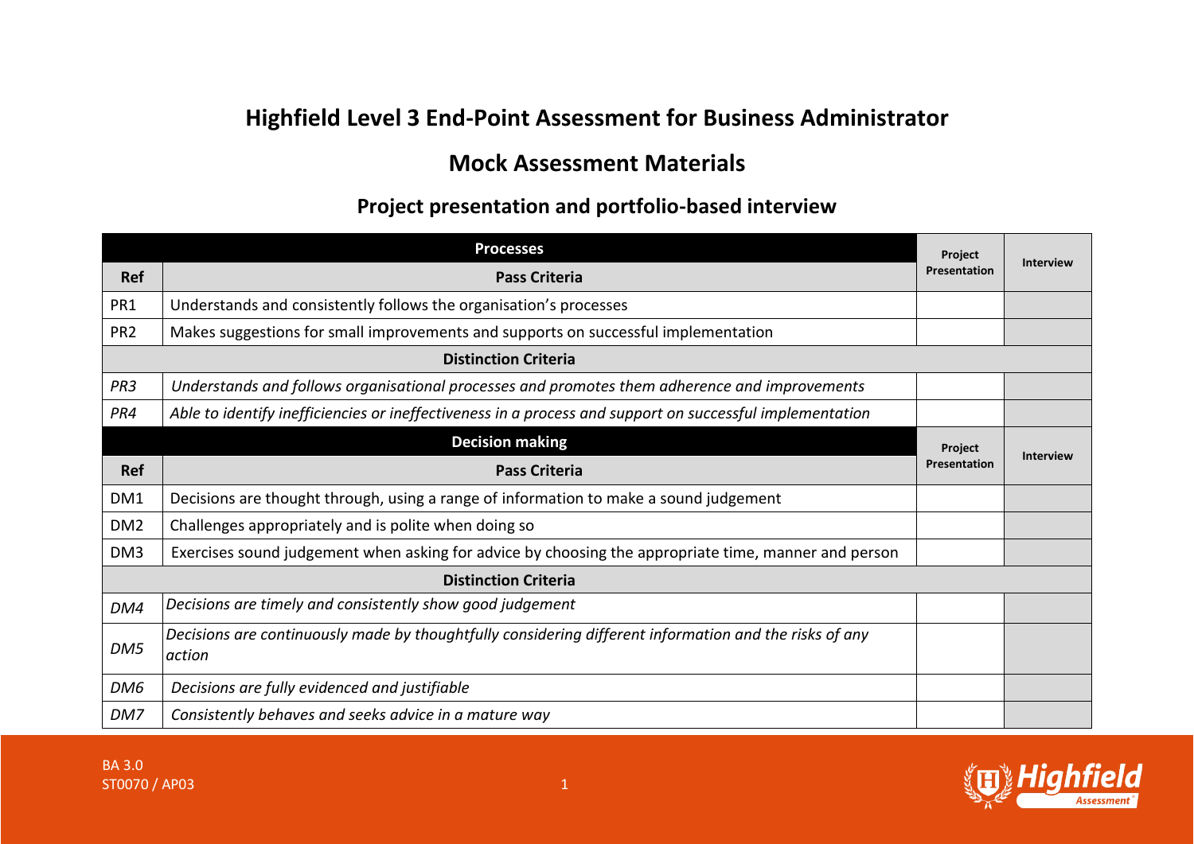# Highfield Level 3 End-Point Assessment for Business Administrator

## Mock Assessment Materials

### Project presentation and portfolio-based interview

| Ref | Processes – Pass Criteria | Project Presentation | Interview |
|---|---|---|---|
| PR1 | Understands and consistently follows the organisation's processes | | |
| PR2 | Makes suggestions for small improvements and supports on successful implementation | | |
| | **Distinction Criteria** | | |
| *PR3* | *Understands and follows organisational processes and promotes them adherence and improvements* | | |
| *PR4* | *Able to identify inefficiencies or ineffectiveness in a process and support on successful implementation* | | |

| Ref | Decision making – Pass Criteria | Project Presentation | Interview |
|---|---|---|---|
| DM1 | Decisions are thought through, using a range of information to make a sound judgement | | |
| DM2 | Challenges appropriately and is polite when doing so | | |
| DM3 | Exercises sound judgement when asking for advice by choosing the appropriate time, manner and person | | |
| | **Distinction Criteria** | | |
| *DM4* | *Decisions are timely and consistently show good judgement* | | |
| *DM5* | *Decisions are continuously made by thoughtfully considering different information and the risks of any action* | | |
| *DM6* | *Decisions are fully evidenced and justifiable* | | |
| *DM7* | *Consistently behaves and seeks advice in a mature way* | | |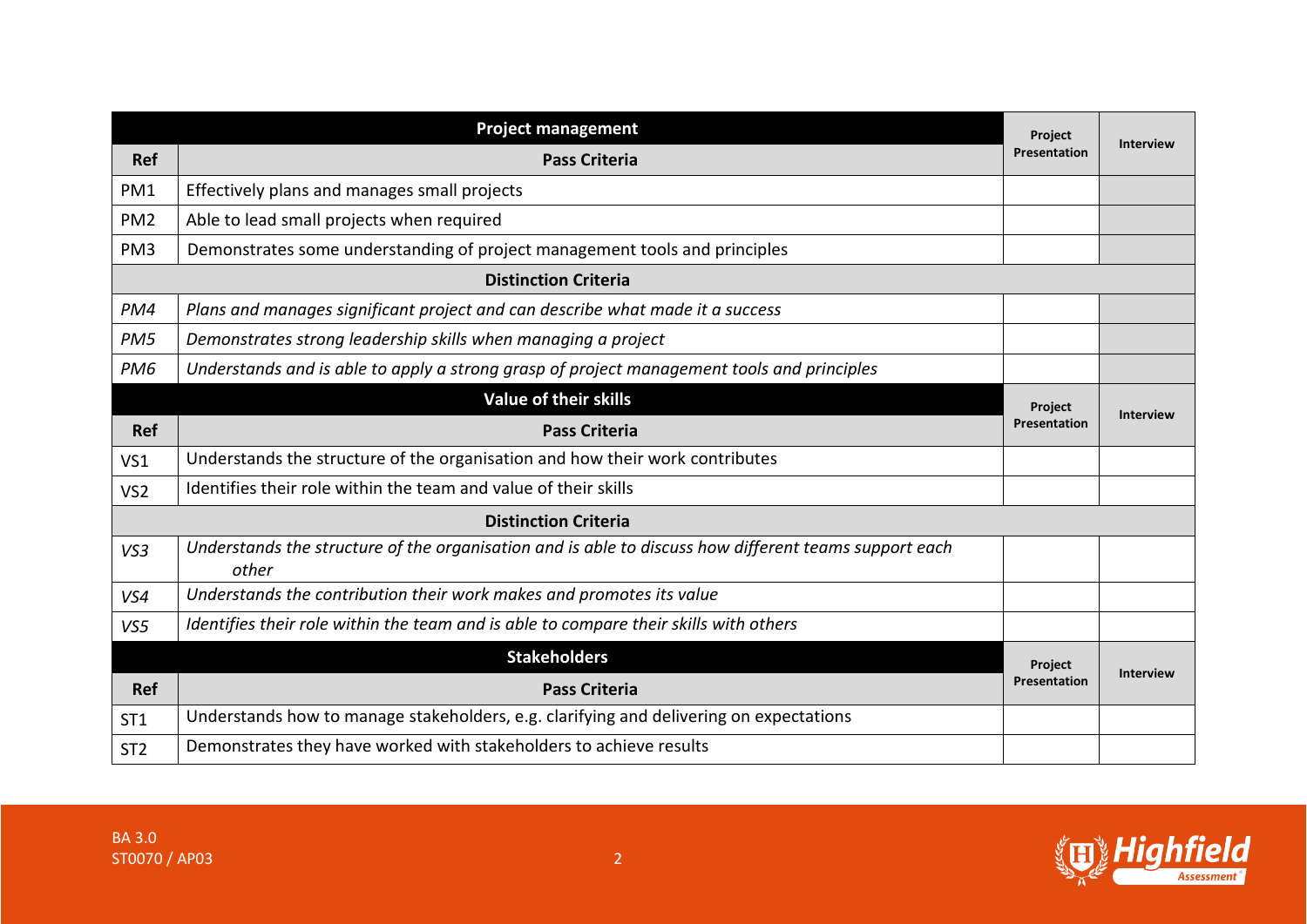| Project management | | Project Presentation | Interview |
|---|---|---|---|
| **Ref** | **Pass Criteria** | | |
| PM1 | Effectively plans and manages small projects | | |
| PM2 | Able to lead small projects when required | | |
| PM3 | Demonstrates some understanding of project management tools and principles | | |
| | **Distinction Criteria** | | |
| *PM4* | *Plans and manages significant project and can describe what made it a success* | | |
| *PM5* | *Demonstrates strong leadership skills when managing a project* | | |
| *PM6* | *Understands and is able to apply a strong grasp of project management tools and principles* | | |

| Value of their skills | | Project Presentation | Interview |
|---|---|---|---|
| **Ref** | **Pass Criteria** | | |
| VS1 | Understands the structure of the organisation and how their work contributes | | |
| VS2 | Identifies their role within the team and value of their skills | | |
| | **Distinction Criteria** | | |
| *VS3* | *Understands the structure of the organisation and is able to discuss how different teams support each other* | | |
| *VS4* | *Understands the contribution their work makes and promotes its value* | | |
| *VS5* | *Identifies their role within the team and is able to compare their skills with others* | | |

| Stakeholders | | Project Presentation | Interview |
|---|---|---|---|
| **Ref** | **Pass Criteria** | | |
| ST1 | Understands how to manage stakeholders, e.g. clarifying and delivering on expectations | | |
| ST2 | Demonstrates they have worked with stakeholders to achieve results | | |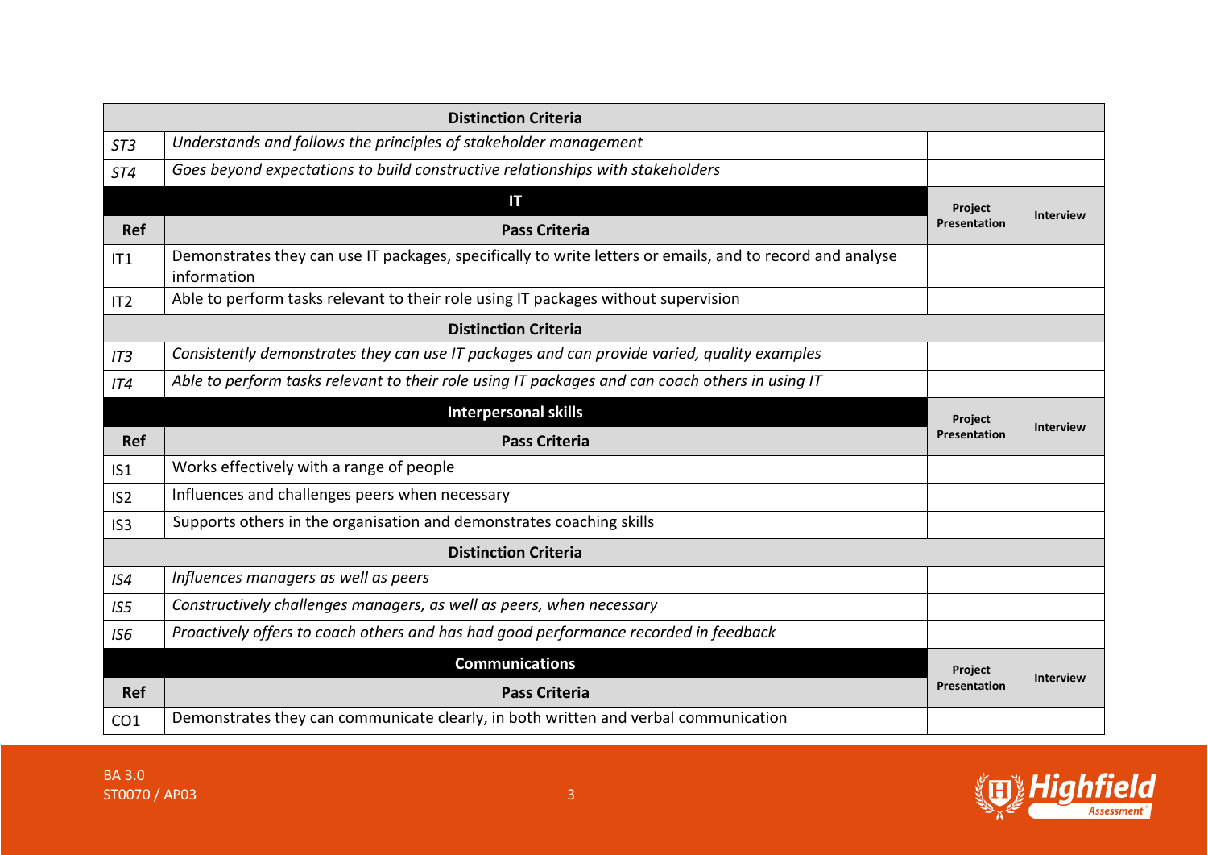| | Distinction Criteria | | |
|---|---|---|---|
| *ST3* | *Understands and follows the principles of stakeholder management* | | |
| *ST4* | *Goes beyond expectations to build constructive relationships with stakeholders* | | |

| | **IT** | **Project Presentation** | **Interview** |
|---|---|---|---|
| **Ref** | **Pass Criteria** | | |
| IT1 | Demonstrates they can use IT packages, specifically to write letters or emails, and to record and analyse information | | |
| IT2 | Able to perform tasks relevant to their role using IT packages without supervision | | |
| | **Distinction Criteria** | | |
| *IT3* | *Consistently demonstrates they can use IT packages and can provide varied, quality examples* | | |
| *IT4* | *Able to perform tasks relevant to their role using IT packages and can coach others in using IT* | | |

| | **Interpersonal skills** | **Project Presentation** | **Interview** |
|---|---|---|---|
| **Ref** | **Pass Criteria** | | |
| IS1 | Works effectively with a range of people | | |
| IS2 | Influences and challenges peers when necessary | | |
| IS3 | Supports others in the organisation and demonstrates coaching skills | | |
| | **Distinction Criteria** | | |
| *IS4* | *Influences managers as well as peers* | | |
| *IS5* | *Constructively challenges managers, as well as peers, when necessary* | | |
| *IS6* | *Proactively offers to coach others and has had good performance recorded in feedback* | | |

| | **Communications** | **Project Presentation** | **Interview** |
|---|---|---|---|
| **Ref** | **Pass Criteria** | | |
| CO1 | Demonstrates they can communicate clearly, in both written and verbal communication | | |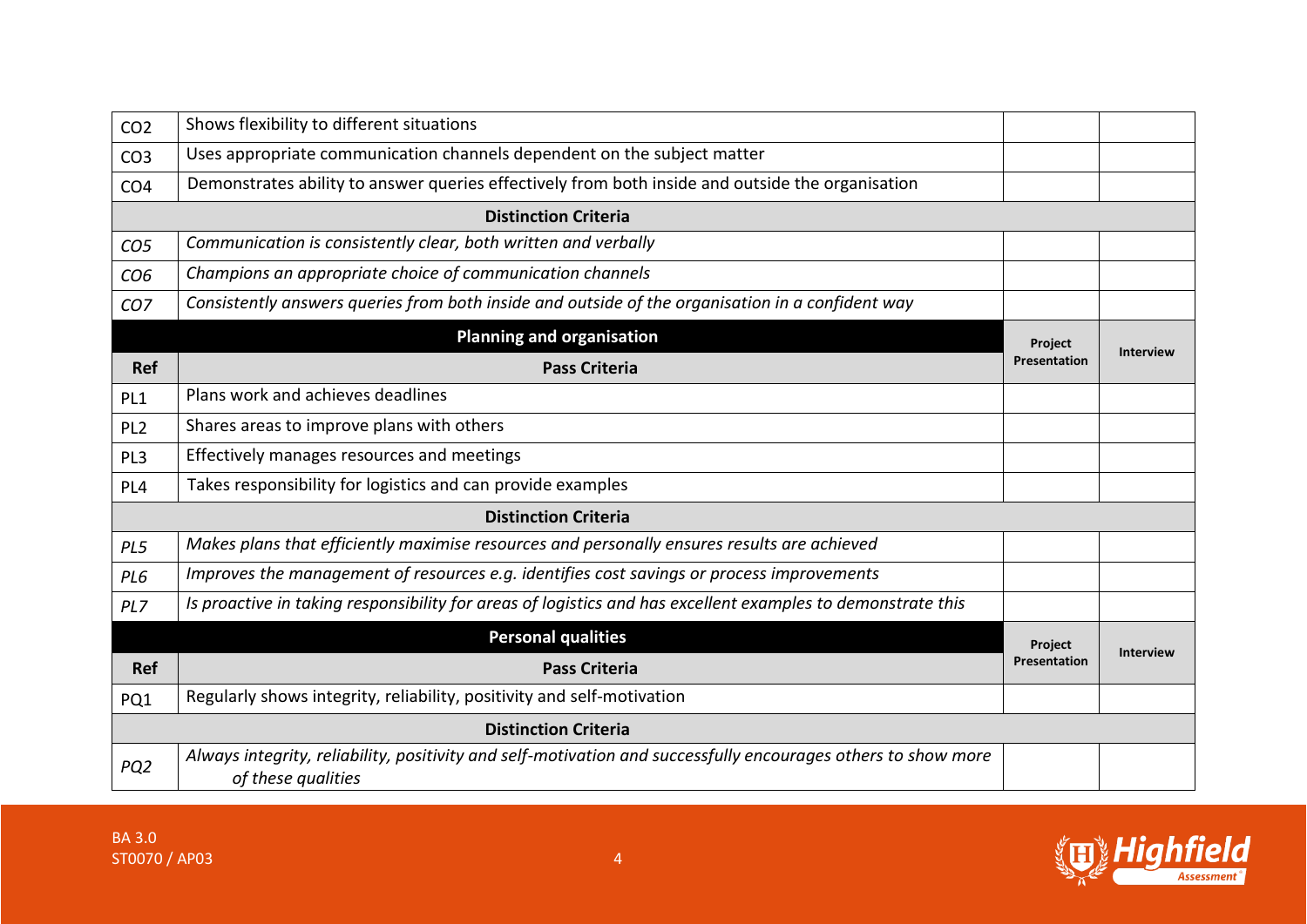| | | | |
|---|---|---|---|
| CO2 | Shows flexibility to different situations | | |
| CO3 | Uses appropriate communication channels dependent on the subject matter | | |
| CO4 | Demonstrates ability to answer queries effectively from both inside and outside the organisation | | |
| | **Distinction Criteria** | | |
| *CO5* | *Communication is consistently clear, both written and verbally* | | |
| *CO6* | *Champions an appropriate choice of communication channels* | | |
| *CO7* | *Consistently answers queries from both inside and outside of the organisation in a confident way* | | |

| | **Planning and organisation** | **Project Presentation** | **Interview** |
|---|---|---|---|
| **Ref** | **Pass Criteria** | | |
| PL1 | Plans work and achieves deadlines | | |
| PL2 | Shares areas to improve plans with others | | |
| PL3 | Effectively manages resources and meetings | | |
| PL4 | Takes responsibility for logistics and can provide examples | | |
| | **Distinction Criteria** | | |
| *PL5* | *Makes plans that efficiently maximise resources and personally ensures results are achieved* | | |
| *PL6* | *Improves the management of resources e.g. identifies cost savings or process improvements* | | |
| *PL7* | *Is proactive in taking responsibility for areas of logistics and has excellent examples to demonstrate this* | | |

| | **Personal qualities** | **Project Presentation** | **Interview** |
|---|---|---|---|
| **Ref** | **Pass Criteria** | | |
| PQ1 | Regularly shows integrity, reliability, positivity and self-motivation | | |
| | **Distinction Criteria** | | |
| *PQ2* | *Always integrity, reliability, positivity and self-motivation and successfully encourages others to show more of these qualities* | | |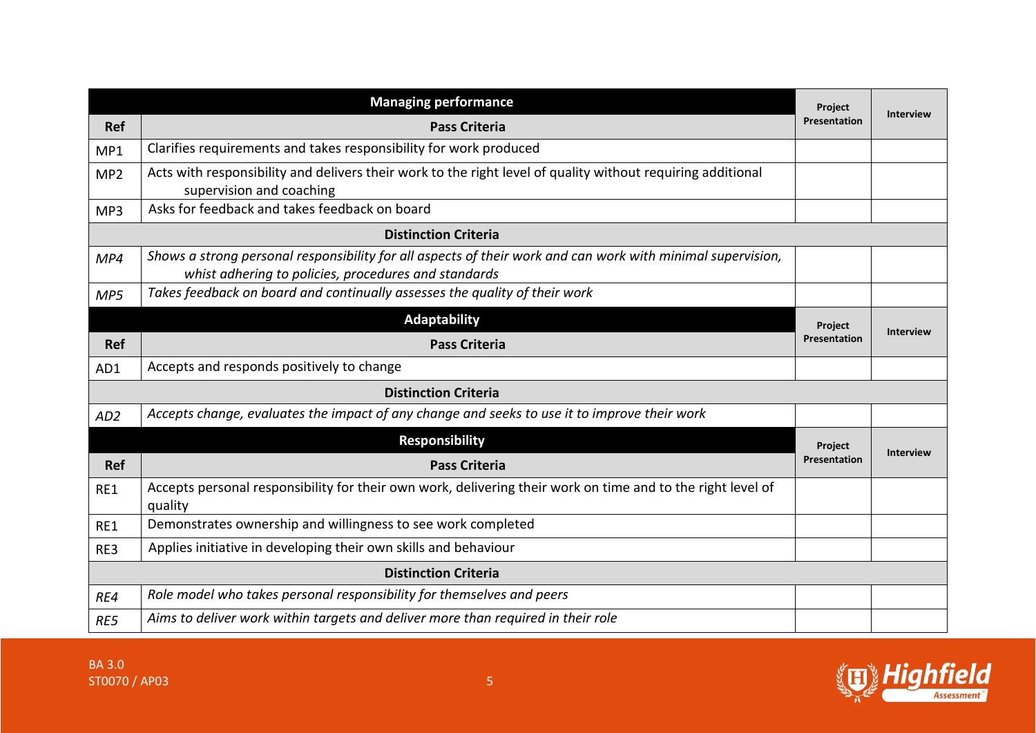| Managing performance | | Project Presentation | Interview |
|---|---|---|---|
| **Ref** | **Pass Criteria** | | |
| MP1 | Clarifies requirements and takes responsibility for work produced | | |
| MP2 | Acts with responsibility and delivers their work to the right level of quality without requiring additional supervision and coaching | | |
| MP3 | Asks for feedback and takes feedback on board | | |
| | **Distinction Criteria** | | |
| *MP4* | *Shows a strong personal responsibility for all aspects of their work and can work with minimal supervision, whist adhering to policies, procedures and standards* | | |
| *MP5* | *Takes feedback on board and continually assesses the quality of their work* | | |

| Adaptability | | Project Presentation | Interview |
|---|---|---|---|
| **Ref** | **Pass Criteria** | | |
| AD1 | Accepts and responds positively to change | | |
| | **Distinction Criteria** | | |
| *AD2* | *Accepts change, evaluates the impact of any change and seeks to use it to improve their work* | | |

| Responsibility | | Project Presentation | Interview |
|---|---|---|---|
| **Ref** | **Pass Criteria** | | |
| RE1 | Accepts personal responsibility for their own work, delivering their work on time and to the right level of quality | | |
| RE1 | Demonstrates ownership and willingness to see work completed | | |
| RE3 | Applies initiative in developing their own skills and behaviour | | |
| | **Distinction Criteria** | | |
| *RE4* | *Role model who takes personal responsibility for themselves and peers* | | |
| *RE5* | *Aims to deliver work within targets and deliver more than required in their role* | | |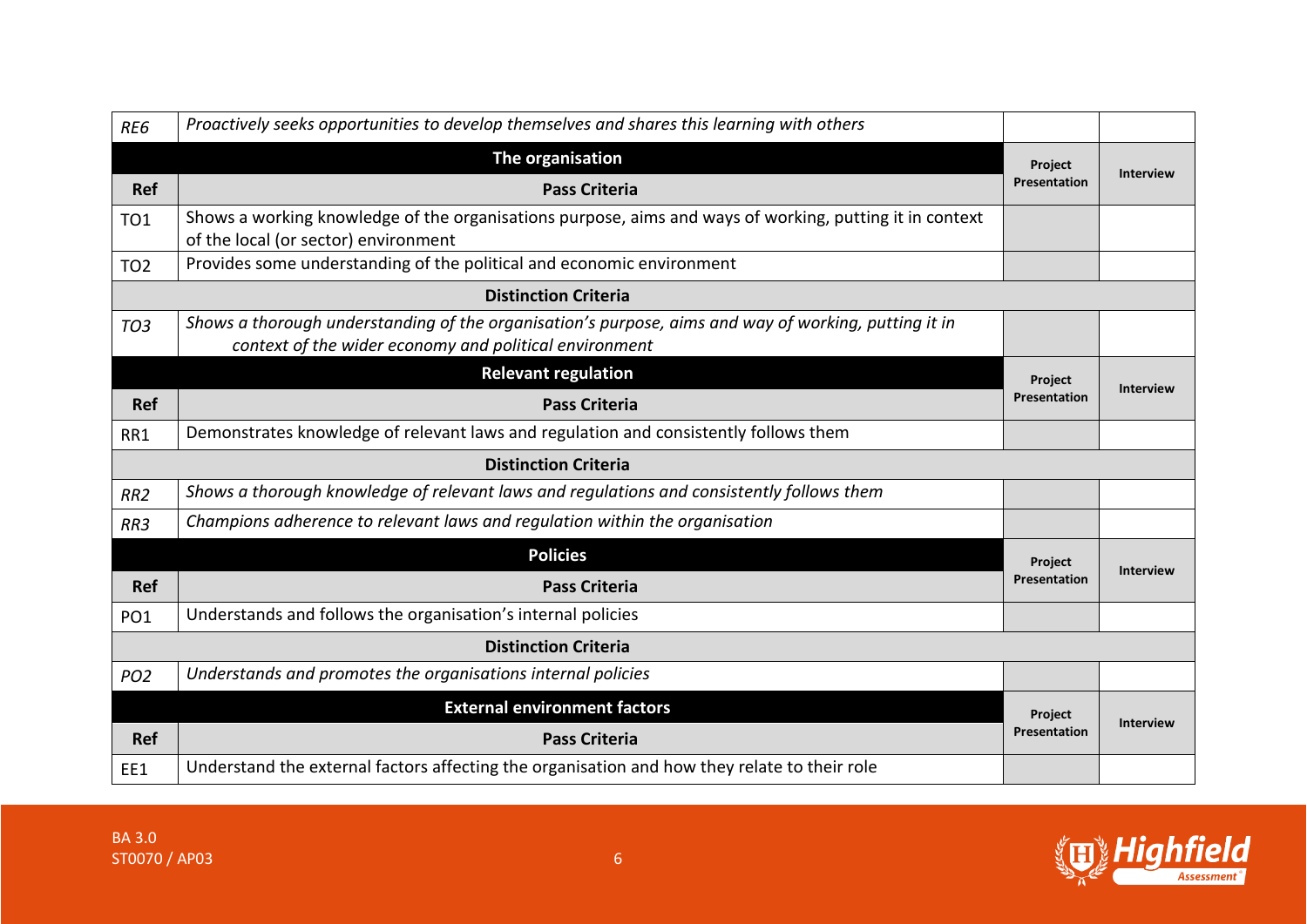| | | | |
|---|---|---|---|
| *RE6* | *Proactively seeks opportunities to develop themselves and shares this learning with others* | | |

| | **The organisation** | **Project Presentation** | **Interview** |
|---|---|---|---|
| **Ref** | **Pass Criteria** | | |
| TO1 | Shows a working knowledge of the organisations purpose, aims and ways of working, putting it in context of the local (or sector) environment | | |
| TO2 | Provides some understanding of the political and economic environment | | |
| | **Distinction Criteria** | | |
| *TO3* | *Shows a thorough understanding of the organisation's purpose, aims and way of working, putting it in context of the wider economy and political environment* | | |

| | **Relevant regulation** | **Project Presentation** | **Interview** |
|---|---|---|---|
| **Ref** | **Pass Criteria** | | |
| RR1 | Demonstrates knowledge of relevant laws and regulation and consistently follows them | | |
| | **Distinction Criteria** | | |
| *RR2* | *Shows a thorough knowledge of relevant laws and regulations and consistently follows them* | | |
| *RR3* | *Champions adherence to relevant laws and regulation within the organisation* | | |

| | **Policies** | **Project Presentation** | **Interview** |
|---|---|---|---|
| **Ref** | **Pass Criteria** | | |
| PO1 | Understands and follows the organisation's internal policies | | |
| | **Distinction Criteria** | | |
| *PO2* | *Understands and promotes the organisations internal policies* | | |

| | **External environment factors** | **Project Presentation** | **Interview** |
|---|---|---|---|
| **Ref** | **Pass Criteria** | | |
| EE1 | Understand the external factors affecting the organisation and how they relate to their role | | |

BA 3.0
ST0070 / AP03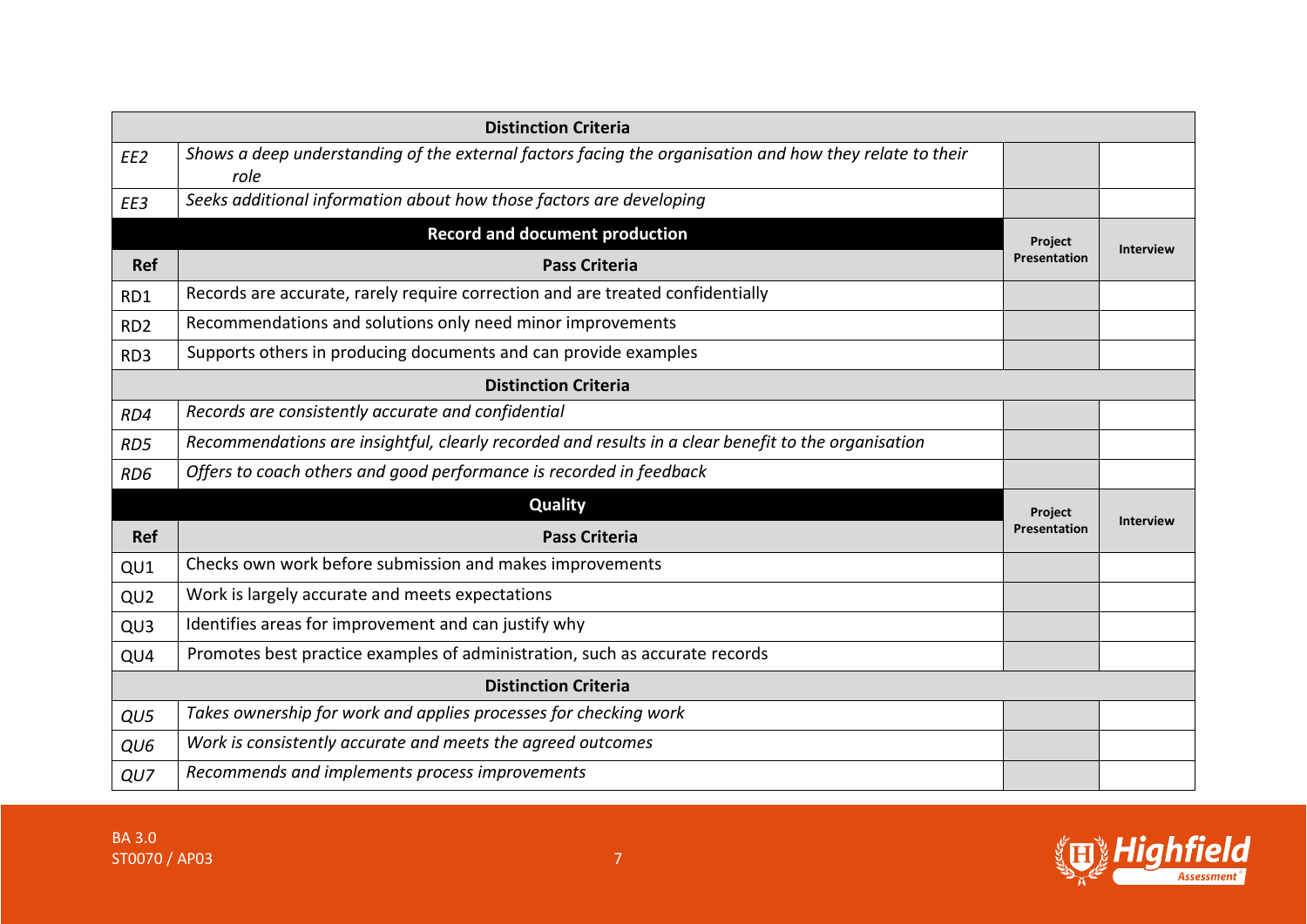| | **Distinction Criteria** | | |
|---|---|---|---|
| *EE2* | *Shows a deep understanding of the external factors facing the organisation and how they relate to their role* | | |
| *EE3* | *Seeks additional information about how those factors are developing* | | |

| | **Record and document production** | **Project Presentation** | **Interview** |
|---|---|---|---|
| **Ref** | **Pass Criteria** | | |
| RD1 | Records are accurate, rarely require correction and are treated confidentially | | |
| RD2 | Recommendations and solutions only need minor improvements | | |
| RD3 | Supports others in producing documents and can provide examples | | |
| | **Distinction Criteria** | | |
| *RD4* | *Records are consistently accurate and confidential* | | |
| *RD5* | *Recommendations are insightful, clearly recorded and results in a clear benefit to the organisation* | | |
| *RD6* | *Offers to coach others and good performance is recorded in feedback* | | |

| | **Quality** | **Project Presentation** | **Interview** |
|---|---|---|---|
| **Ref** | **Pass Criteria** | | |
| QU1 | Checks own work before submission and makes improvements | | |
| QU2 | Work is largely accurate and meets expectations | | |
| QU3 | Identifies areas for improvement and can justify why | | |
| QU4 | Promotes best practice examples of administration, such as accurate records | | |
| | **Distinction Criteria** | | |
| *QU5* | *Takes ownership for work and applies processes for checking work* | | |
| *QU6* | *Work is consistently accurate and meets the agreed outcomes* | | |
| *QU7* | *Recommends and implements process improvements* | | |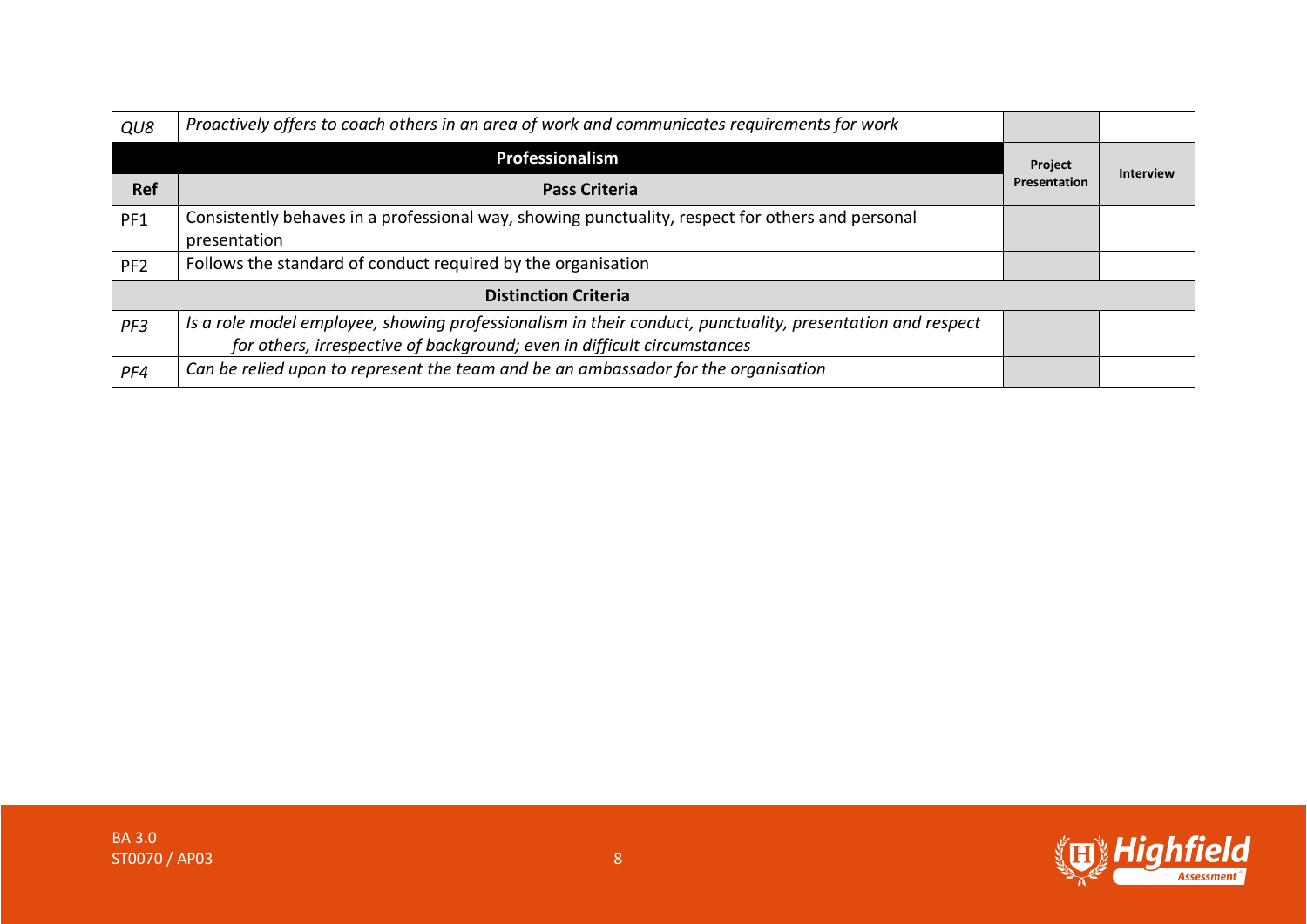| | | | |
|---|---|---|---|
| *QU8* | *Proactively offers to coach others in an area of work and communicates requirements for work* | | |
| | **Professionalism** | **Project Presentation** | **Interview** |
| **Ref** | **Pass Criteria** | | |
| PF1 | Consistently behaves in a professional way, showing punctuality, respect for others and personal presentation | | |
| PF2 | Follows the standard of conduct required by the organisation | | |
| | **Distinction Criteria** | | |
| *PF3* | *Is a role model employee, showing professionalism in their conduct, punctuality, presentation and respect for others, irrespective of background; even in difficult circumstances* | | |
| *PF4* | *Can be relied upon to represent the team and be an ambassador for the organisation* | | |